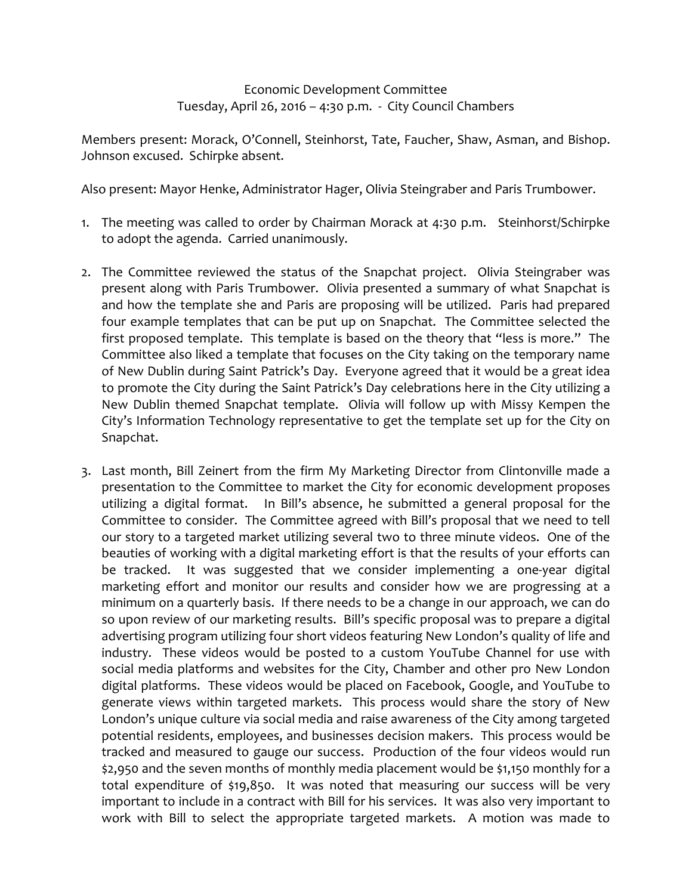Economic Development Committee
Tuesday, April 26, 2016 – 4:30 p.m. - City Council Chambers

Members present: Morack, O'Connell, Steinhorst, Tate, Faucher, Shaw, Asman, and Bishop. Johnson excused. Schirpke absent.

Also present: Mayor Henke, Administrator Hager, Olivia Steingraber and Paris Trumbower.

1. The meeting was called to order by Chairman Morack at 4:30 p.m. Steinhorst/Schirpke to adopt the agenda. Carried unanimously.

2. The Committee reviewed the status of the Snapchat project. Olivia Steingraber was present along with Paris Trumbower. Olivia presented a summary of what Snapchat is and how the template she and Paris are proposing will be utilized. Paris had prepared four example templates that can be put up on Snapchat. The Committee selected the first proposed template. This template is based on the theory that "less is more." The Committee also liked a template that focuses on the City taking on the temporary name of New Dublin during Saint Patrick's Day. Everyone agreed that it would be a great idea to promote the City during the Saint Patrick's Day celebrations here in the City utilizing a New Dublin themed Snapchat template. Olivia will follow up with Missy Kempen the City's Information Technology representative to get the template set up for the City on Snapchat.

3. Last month, Bill Zeinert from the firm My Marketing Director from Clintonville made a presentation to the Committee to market the City for economic development proposes utilizing a digital format. In Bill's absence, he submitted a general proposal for the Committee to consider. The Committee agreed with Bill's proposal that we need to tell our story to a targeted market utilizing several two to three minute videos. One of the beauties of working with a digital marketing effort is that the results of your efforts can be tracked. It was suggested that we consider implementing a one-year digital marketing effort and monitor our results and consider how we are progressing at a minimum on a quarterly basis. If there needs to be a change in our approach, we can do so upon review of our marketing results. Bill's specific proposal was to prepare a digital advertising program utilizing four short videos featuring New London's quality of life and industry. These videos would be posted to a custom YouTube Channel for use with social media platforms and websites for the City, Chamber and other pro New London digital platforms. These videos would be placed on Facebook, Google, and YouTube to generate views within targeted markets. This process would share the story of New London's unique culture via social media and raise awareness of the City among targeted potential residents, employees, and businesses decision makers. This process would be tracked and measured to gauge our success. Production of the four videos would run $2,950 and the seven months of monthly media placement would be $1,150 monthly for a total expenditure of $19,850. It was noted that measuring our success will be very important to include in a contract with Bill for his services. It was also very important to work with Bill to select the appropriate targeted markets. A motion was made to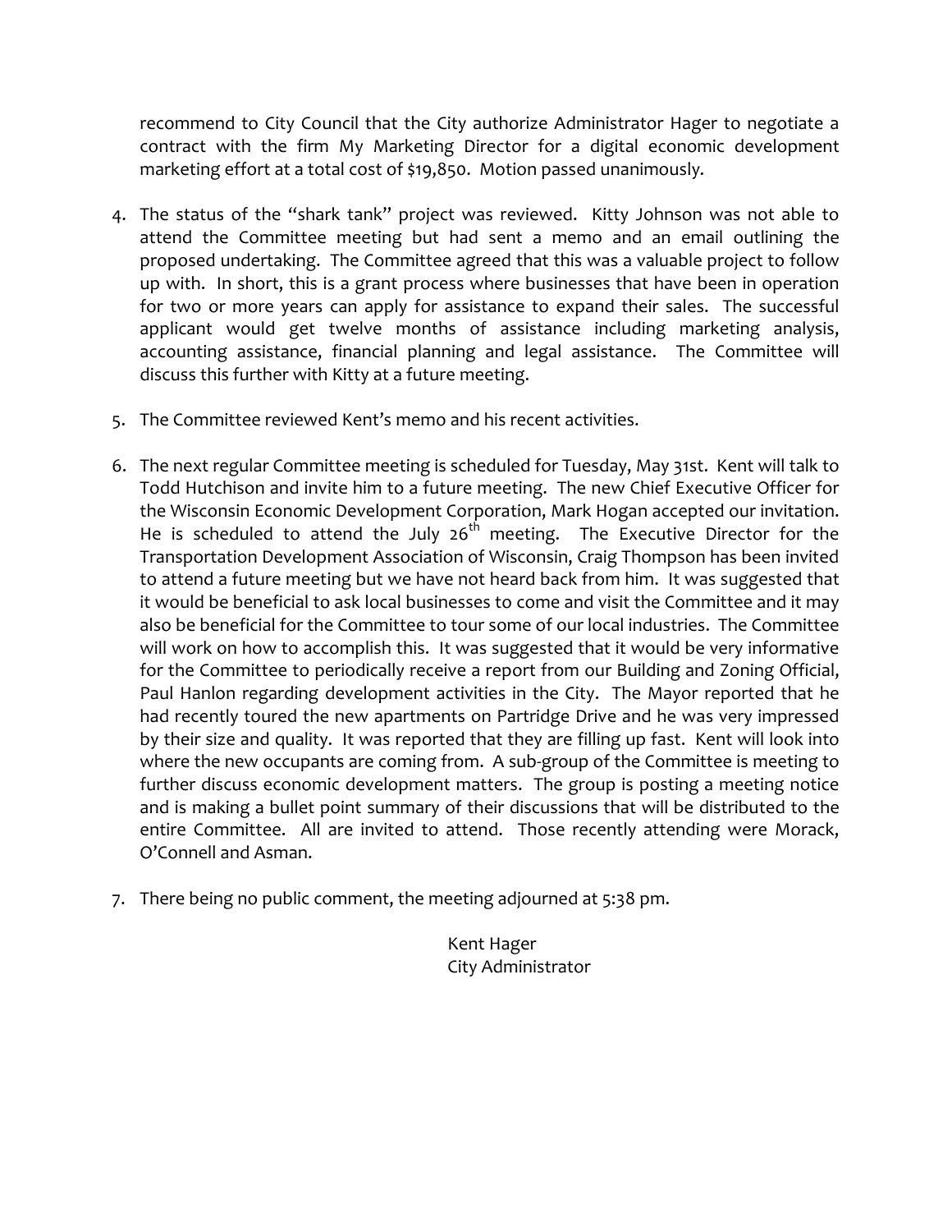recommend to City Council that the City authorize Administrator Hager to negotiate a contract with the firm My Marketing Director for a digital economic development marketing effort at a total cost of $19,850. Motion passed unanimously.

4. The status of the "shark tank" project was reviewed. Kitty Johnson was not able to attend the Committee meeting but had sent a memo and an email outlining the proposed undertaking. The Committee agreed that this was a valuable project to follow up with. In short, this is a grant process where businesses that have been in operation for two or more years can apply for assistance to expand their sales. The successful applicant would get twelve months of assistance including marketing analysis, accounting assistance, financial planning and legal assistance. The Committee will discuss this further with Kitty at a future meeting.

5. The Committee reviewed Kent's memo and his recent activities.

6. The next regular Committee meeting is scheduled for Tuesday, May 31st. Kent will talk to Todd Hutchison and invite him to a future meeting. The new Chief Executive Officer for the Wisconsin Economic Development Corporation, Mark Hogan accepted our invitation. He is scheduled to attend the July 26th meeting. The Executive Director for the Transportation Development Association of Wisconsin, Craig Thompson has been invited to attend a future meeting but we have not heard back from him. It was suggested that it would be beneficial to ask local businesses to come and visit the Committee and it may also be beneficial for the Committee to tour some of our local industries. The Committee will work on how to accomplish this. It was suggested that it would be very informative for the Committee to periodically receive a report from our Building and Zoning Official, Paul Hanlon regarding development activities in the City. The Mayor reported that he had recently toured the new apartments on Partridge Drive and he was very impressed by their size and quality. It was reported that they are filling up fast. Kent will look into where the new occupants are coming from. A sub-group of the Committee is meeting to further discuss economic development matters. The group is posting a meeting notice and is making a bullet point summary of their discussions that will be distributed to the entire Committee. All are invited to attend. Those recently attending were Morack, O'Connell and Asman.

7. There being no public comment, the meeting adjourned at 5:38 pm.

Kent Hager
City Administrator